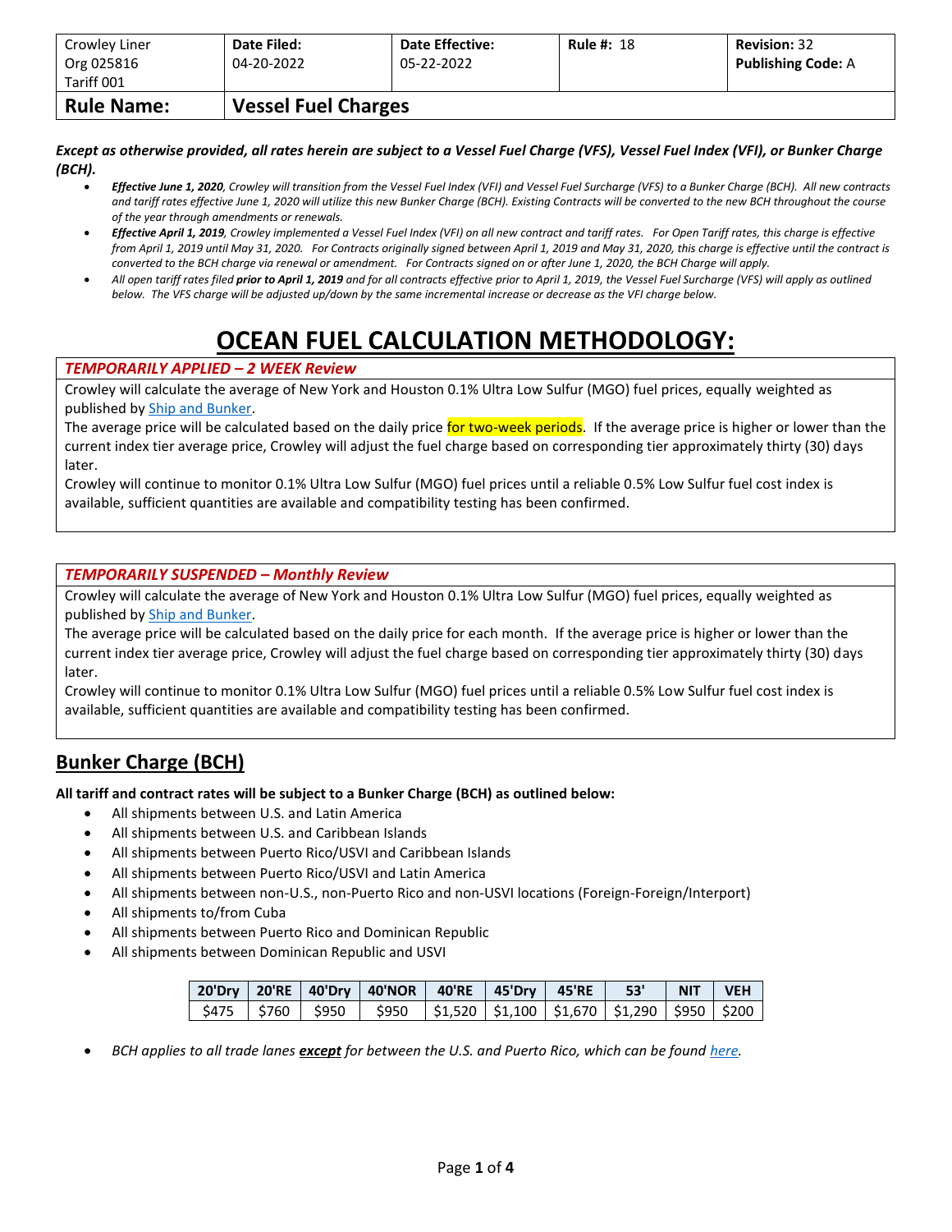| Crowley Liner Org 025816 Tariff 001 | **Date Filed:** 04-20-2022 | **Date Effective:** 05-22-2022 | **Rule #:** 18 | **Revision:** 32 **Publishing Code:** A |
|---|---|---|---|---|
| **Rule Name:** | **Vessel Fuel Charges** | | | |

***Except as otherwise provided, all rates herein are subject to a Vessel Fuel Charge (VFS), Vessel Fuel Index (VFI), or Bunker Charge (BCH).***

- ***Effective June 1, 2020****, Crowley will transition from the Vessel Fuel Index (VFI) and Vessel Fuel Surcharge (VFS) to a Bunker Charge (BCH). All new contracts and tariff rates effective June 1, 2020 will utilize this new Bunker Charge (BCH). Existing Contracts will be converted to the new BCH throughout the course of the year through amendments or renewals.*
- ***Effective April 1, 2019****, Crowley implemented a Vessel Fuel Index (VFI) on all new contract and tariff rates. For Open Tariff rates, this charge is effective from April 1, 2019 until May 31, 2020. For Contracts originally signed between April 1, 2019 and May 31, 2020, this charge is effective until the contract is converted to the BCH charge via renewal or amendment. For Contracts signed on or after June 1, 2020, the BCH Charge will apply.*
- *All open tariff rates filed* ***prior to April 1, 2019*** *and for all contracts effective prior to April 1, 2019, the Vessel Fuel Surcharge (VFS) will apply as outlined below. The VFS charge will be adjusted up/down by the same incremental increase or decrease as the VFI charge below.*

# OCEAN FUEL CALCULATION METHODOLOGY:

***TEMPORARILY APPLIED – 2 WEEK Review***

Crowley will calculate the average of New York and Houston 0.1% Ultra Low Sulfur (MGO) fuel prices, equally weighted as published by Ship and Bunker.

The average price will be calculated based on the daily price for two-week periods. If the average price is higher or lower than the current index tier average price, Crowley will adjust the fuel charge based on corresponding tier approximately thirty (30) days later.

Crowley will continue to monitor 0.1% Ultra Low Sulfur (MGO) fuel prices until a reliable 0.5% Low Sulfur fuel cost index is available, sufficient quantities are available and compatibility testing has been confirmed.

***TEMPORARILY SUSPENDED – Monthly Review***

Crowley will calculate the average of New York and Houston 0.1% Ultra Low Sulfur (MGO) fuel prices, equally weighted as published by Ship and Bunker.

The average price will be calculated based on the daily price for each month. If the average price is higher or lower than the current index tier average price, Crowley will adjust the fuel charge based on corresponding tier approximately thirty (30) days later.

Crowley will continue to monitor 0.1% Ultra Low Sulfur (MGO) fuel prices until a reliable 0.5% Low Sulfur fuel cost index is available, sufficient quantities are available and compatibility testing has been confirmed.

## Bunker Charge (BCH)

**All tariff and contract rates will be subject to a Bunker Charge (BCH) as outlined below:**

- All shipments between U.S. and Latin America
- All shipments between U.S. and Caribbean Islands
- All shipments between Puerto Rico/USVI and Caribbean Islands
- All shipments between Puerto Rico/USVI and Latin America
- All shipments between non-U.S., non-Puerto Rico and non-USVI locations (Foreign-Foreign/Interport)
- All shipments to/from Cuba
- All shipments between Puerto Rico and Dominican Republic
- All shipments between Dominican Republic and USVI

| 20'Dry | 20'RE | 40'Dry | 40'NOR | 40'RE | 45'Dry | 45'RE | 53' | NIT | VEH |
|---|---|---|---|---|---|---|---|---|---|
| $475 | $760 | $950 | $950 | $1,520 | $1,100 | $1,670 | $1,290 | $950 | $200 |

- *BCH applies to all trade lanes* ***except*** *for between the U.S. and Puerto Rico, which can be found here.*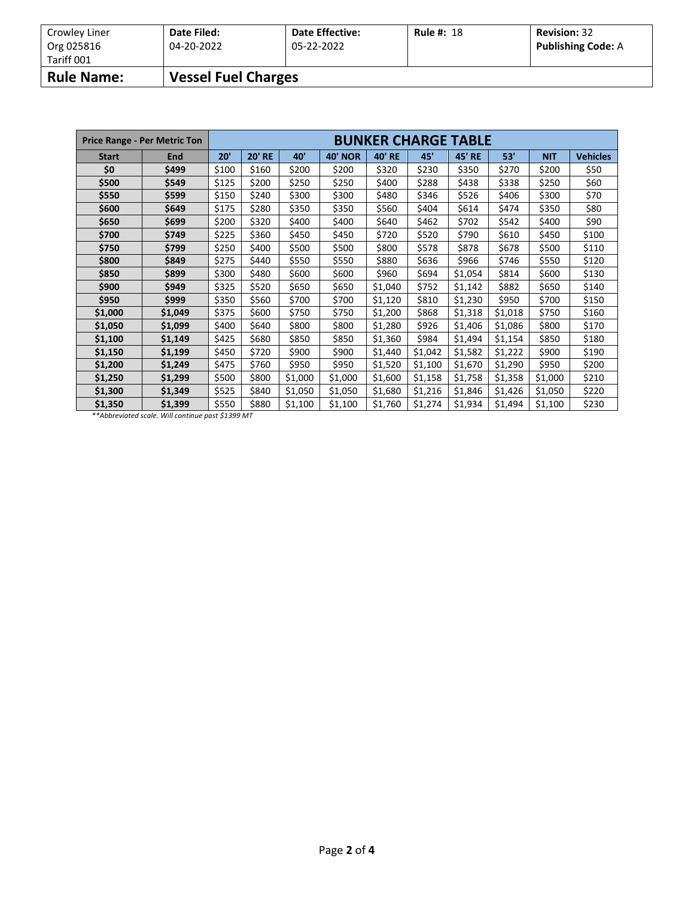| Crowley Liner Org 025816 Tariff 001 | **Date Filed:** 04-20-2022 | **Date Effective:** 05-22-2022 | **Rule #:** 18 | **Revision:** 32 **Publishing Code:** A |
|---|---|---|---|---|
| **Rule Name:** | **Vessel Fuel Charges** | | | |

| Price Range - Per Metric Ton | | BUNKER CHARGE TABLE | | | | | | | | | |
|---|---|---|---|---|---|---|---|---|---|---|---|
| **Start** | **End** | **20'** | **20' RE** | **40'** | **40' NOR** | **40' RE** | **45'** | **45' RE** | **53'** | **NIT** | **Vehicles** |
| **$0** | **$499** | $100 | $160 | $200 | $200 | $320 | $230 | $350 | $270 | $200 | $50 |
| **$500** | **$549** | $125 | $200 | $250 | $250 | $400 | $288 | $438 | $338 | $250 | $60 |
| **$550** | **$599** | $150 | $240 | $300 | $300 | $480 | $346 | $526 | $406 | $300 | $70 |
| **$600** | **$649** | $175 | $280 | $350 | $350 | $560 | $404 | $614 | $474 | $350 | $80 |
| **$650** | **$699** | $200 | $320 | $400 | $400 | $640 | $462 | $702 | $542 | $400 | $90 |
| **$700** | **$749** | $225 | $360 | $450 | $450 | $720 | $520 | $790 | $610 | $450 | $100 |
| **$750** | **$799** | $250 | $400 | $500 | $500 | $800 | $578 | $878 | $678 | $500 | $110 |
| **$800** | **$849** | $275 | $440 | $550 | $550 | $880 | $636 | $966 | $746 | $550 | $120 |
| **$850** | **$899** | $300 | $480 | $600 | $600 | $960 | $694 | $1,054 | $814 | $600 | $130 |
| **$900** | **$949** | $325 | $520 | $650 | $650 | $1,040 | $752 | $1,142 | $882 | $650 | $140 |
| **$950** | **$999** | $350 | $560 | $700 | $700 | $1,120 | $810 | $1,230 | $950 | $700 | $150 |
| **$1,000** | **$1,049** | $375 | $600 | $750 | $750 | $1,200 | $868 | $1,318 | $1,018 | $750 | $160 |
| **$1,050** | **$1,099** | $400 | $640 | $800 | $800 | $1,280 | $926 | $1,406 | $1,086 | $800 | $170 |
| **$1,100** | **$1,149** | $425 | $680 | $850 | $850 | $1,360 | $984 | $1,494 | $1,154 | $850 | $180 |
| **$1,150** | **$1,199** | $450 | $720 | $900 | $900 | $1,440 | $1,042 | $1,582 | $1,222 | $900 | $190 |
| **$1,200** | **$1,249** | $475 | $760 | $950 | $950 | $1,520 | $1,100 | $1,670 | $1,290 | $950 | $200 |
| **$1,250** | **$1,299** | $500 | $800 | $1,000 | $1,000 | $1,600 | $1,158 | $1,758 | $1,358 | $1,000 | $210 |
| **$1,300** | **$1,349** | $525 | $840 | $1,050 | $1,050 | $1,680 | $1,216 | $1,846 | $1,426 | $1,050 | $220 |
| **$1,350** | **$1,399** | $550 | $880 | $1,100 | $1,100 | $1,760 | $1,274 | $1,934 | $1,494 | $1,100 | $230 |

*\*\*Abbreviated scale. Will continue past $1399 MT*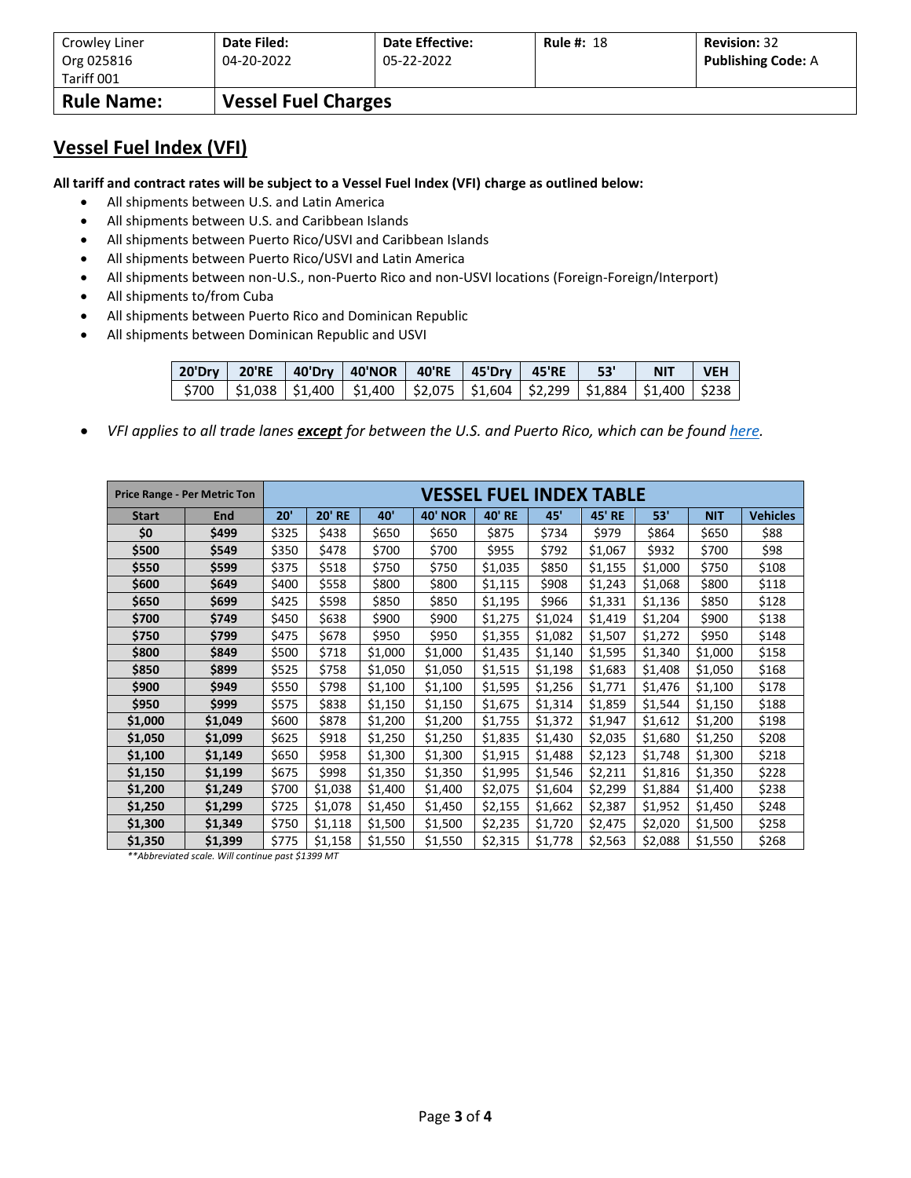| Crowley Liner Org 025816 Tariff 001 | **Date Filed:** 04-20-2022 | **Date Effective:** 05-22-2022 | **Rule #:** 18 | **Revision:** 32 **Publishing Code:** A |
|---|---|---|---|---|
| **Rule Name:** | **Vessel Fuel Charges** | | | |

## Vessel Fuel Index (VFI)

**All tariff and contract rates will be subject to a Vessel Fuel Index (VFI) charge as outlined below:**

- All shipments between U.S. and Latin America
- All shipments between U.S. and Caribbean Islands
- All shipments between Puerto Rico/USVI and Caribbean Islands
- All shipments between Puerto Rico/USVI and Latin America
- All shipments between non-U.S., non-Puerto Rico and non-USVI locations (Foreign-Foreign/Interport)
- All shipments to/from Cuba
- All shipments between Puerto Rico and Dominican Republic
- All shipments between Dominican Republic and USVI

| 20'Dry | 20'RE | 40'Dry | 40'NOR | 40'RE | 45'Dry | 45'RE | 53' | NIT | VEH |
|---|---|---|---|---|---|---|---|---|---|
| $700 | $1,038 | $1,400 | $1,400 | $2,075 | $1,604 | $2,299 | $1,884 | $1,400 | $238 |

- *VFI applies to all trade lanes **except** for between the U.S. and Puerto Rico, which can be found [here](#).*

| Price Range - Per Metric Ton | | VESSEL FUEL INDEX TABLE | | | | | | | | | |
|---|---|---|---|---|---|---|---|---|---|---|---|
| **Start** | **End** | **20'** | **20' RE** | **40'** | **40' NOR** | **40' RE** | **45'** | **45' RE** | **53'** | **NIT** | **Vehicles** |
| **$0** | **$499** | $325 | $438 | $650 | $650 | $875 | $734 | $979 | $864 | $650 | $88 |
| **$500** | **$549** | $350 | $478 | $700 | $700 | $955 | $792 | $1,067 | $932 | $700 | $98 |
| **$550** | **$599** | $375 | $518 | $750 | $750 | $1,035 | $850 | $1,155 | $1,000 | $750 | $108 |
| **$600** | **$649** | $400 | $558 | $800 | $800 | $1,115 | $908 | $1,243 | $1,068 | $800 | $118 |
| **$650** | **$699** | $425 | $598 | $850 | $850 | $1,195 | $966 | $1,331 | $1,136 | $850 | $128 |
| **$700** | **$749** | $450 | $638 | $900 | $900 | $1,275 | $1,024 | $1,419 | $1,204 | $900 | $138 |
| **$750** | **$799** | $475 | $678 | $950 | $950 | $1,355 | $1,082 | $1,507 | $1,272 | $950 | $148 |
| **$800** | **$849** | $500 | $718 | $1,000 | $1,000 | $1,435 | $1,140 | $1,595 | $1,340 | $1,000 | $158 |
| **$850** | **$899** | $525 | $758 | $1,050 | $1,050 | $1,515 | $1,198 | $1,683 | $1,408 | $1,050 | $168 |
| **$900** | **$949** | $550 | $798 | $1,100 | $1,100 | $1,595 | $1,256 | $1,771 | $1,476 | $1,100 | $178 |
| **$950** | **$999** | $575 | $838 | $1,150 | $1,150 | $1,675 | $1,314 | $1,859 | $1,544 | $1,150 | $188 |
| **$1,000** | **$1,049** | $600 | $878 | $1,200 | $1,200 | $1,755 | $1,372 | $1,947 | $1,612 | $1,200 | $198 |
| **$1,050** | **$1,099** | $625 | $918 | $1,250 | $1,250 | $1,835 | $1,430 | $2,035 | $1,680 | $1,250 | $208 |
| **$1,100** | **$1,149** | $650 | $958 | $1,300 | $1,300 | $1,915 | $1,488 | $2,123 | $1,748 | $1,300 | $218 |
| **$1,150** | **$1,199** | $675 | $998 | $1,350 | $1,350 | $1,995 | $1,546 | $2,211 | $1,816 | $1,350 | $228 |
| **$1,200** | **$1,249** | $700 | $1,038 | $1,400 | $1,400 | $2,075 | $1,604 | $2,299 | $1,884 | $1,400 | $238 |
| **$1,250** | **$1,299** | $725 | $1,078 | $1,450 | $1,450 | $2,155 | $1,662 | $2,387 | $1,952 | $1,450 | $248 |
| **$1,300** | **$1,349** | $750 | $1,118 | $1,500 | $1,500 | $2,235 | $1,720 | $2,475 | $2,020 | $1,500 | $258 |
| **$1,350** | **$1,399** | $775 | $1,158 | $1,550 | $1,550 | $2,315 | $1,778 | $2,563 | $2,088 | $1,550 | $268 |

*\*\*Abbreviated scale. Will continue past $1399 MT*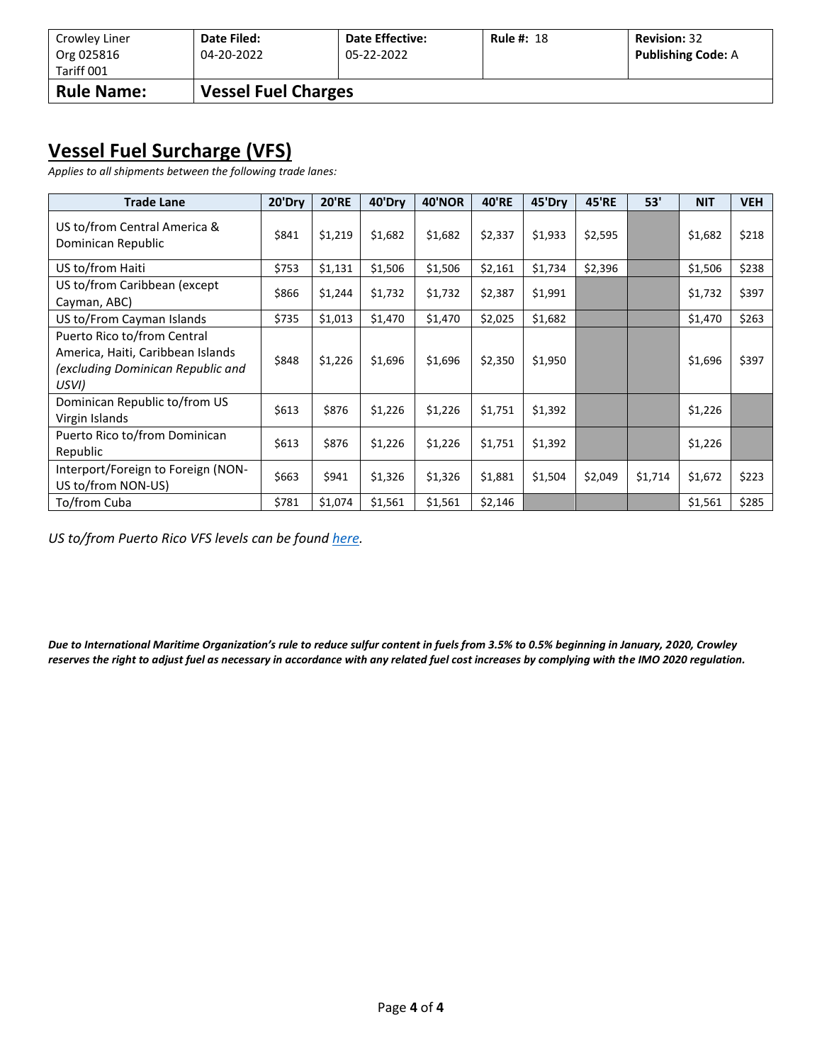| Crowley Liner Org 025816 Tariff 001 | Date Filed: 04-20-2022 | Date Effective: 05-22-2022 | Rule #: 18 | Revision: 32 Publishing Code: A |
|---|---|---|---|---|
| **Rule Name:** | **Vessel Fuel Charges** | | | |

## Vessel Fuel Surcharge (VFS)

*Applies to all shipments between the following trade lanes:*

| Trade Lane | 20'Dry | 20'RE | 40'Dry | 40'NOR | 40'RE | 45'Dry | 45'RE | 53' | NIT | VEH |
|---|---|---|---|---|---|---|---|---|---|---|
| US to/from Central America & Dominican Republic | $841 | $1,219 | $1,682 | $1,682 | $2,337 | $1,933 | $2,595 | | $1,682 | $218 |
| US to/from Haiti | $753 | $1,131 | $1,506 | $1,506 | $2,161 | $1,734 | $2,396 | | $1,506 | $238 |
| US to/from Caribbean (except Cayman, ABC) | $866 | $1,244 | $1,732 | $1,732 | $2,387 | $1,991 | | | $1,732 | $397 |
| US to/From Cayman Islands | $735 | $1,013 | $1,470 | $1,470 | $2,025 | $1,682 | | | $1,470 | $263 |
| Puerto Rico to/from Central America, Haiti, Caribbean Islands *(excluding Dominican Republic and USVI)* | $848 | $1,226 | $1,696 | $1,696 | $2,350 | $1,950 | | | $1,696 | $397 |
| Dominican Republic to/from US Virgin Islands | $613 | $876 | $1,226 | $1,226 | $1,751 | $1,392 | | | $1,226 | |
| Puerto Rico to/from Dominican Republic | $613 | $876 | $1,226 | $1,226 | $1,751 | $1,392 | | | $1,226 | |
| Interport/Foreign to Foreign (NON-US to/from NON-US) | $663 | $941 | $1,326 | $1,326 | $1,881 | $1,504 | $2,049 | $1,714 | $1,672 | $223 |
| To/from Cuba | $781 | $1,074 | $1,561 | $1,561 | $2,146 | | | | $1,561 | $285 |

*US to/from Puerto Rico VFS levels can be found [here](#).*

***Due to International Maritime Organization's rule to reduce sulfur content in fuels from 3.5% to 0.5% beginning in January, 2020, Crowley reserves the right to adjust fuel as necessary in accordance with any related fuel cost increases by complying with the IMO 2020 regulation.***